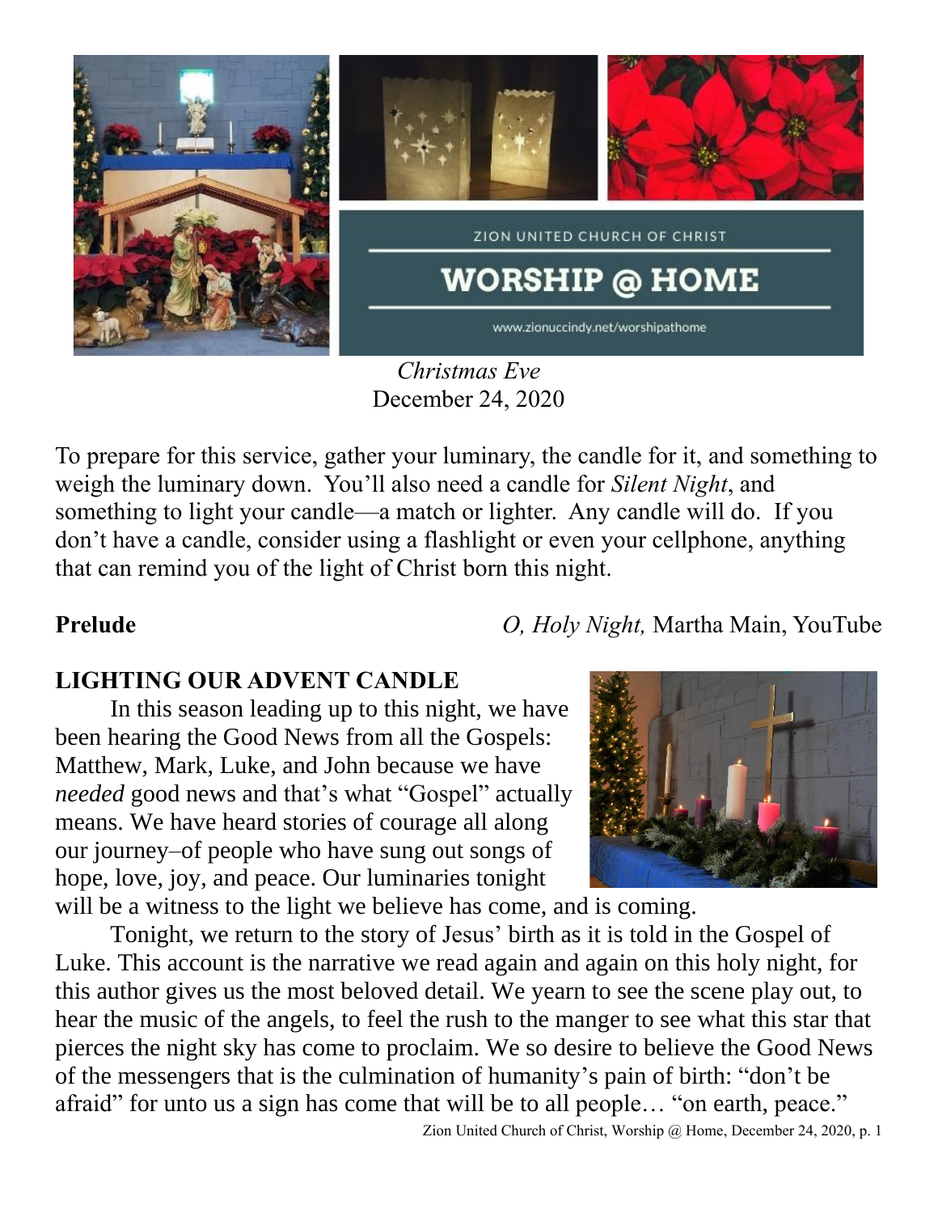ZION UNITED CHURCH OF CHRIST

# WORSHIP @ HOME

www.zionuccindy.net/worshipathome

*Christmas Eve*
December 24, 2020

To prepare for this service, gather your luminary, the candle for it, and something to weigh the luminary down. You'll also need a candle for *Silent Night*, and something to light your candle—a match or lighter. Any candle will do. If you don't have a candle, consider using a flashlight or even your cellphone, anything that can remind you of the light of Christ born this night.

**Prelude** *O, Holy Night,* Martha Main, YouTube

## LIGHTING OUR ADVENT CANDLE

In this season leading up to this night, we have been hearing the Good News from all the Gospels: Matthew, Mark, Luke, and John because we have *needed* good news and that's what "Gospel" actually means. We have heard stories of courage all along our journey–of people who have sung out songs of hope, love, joy, and peace. Our luminaries tonight will be a witness to the light we believe has come, and is coming.

Tonight, we return to the story of Jesus' birth as it is told in the Gospel of Luke. This account is the narrative we read again and again on this holy night, for this author gives us the most beloved detail. We yearn to see the scene play out, to hear the music of the angels, to feel the rush to the manger to see what this star that pierces the night sky has come to proclaim. We so desire to believe the Good News of the messengers that is the culmination of humanity's pain of birth: "don't be afraid" for unto us a sign has come that will be to all people… "on earth, peace."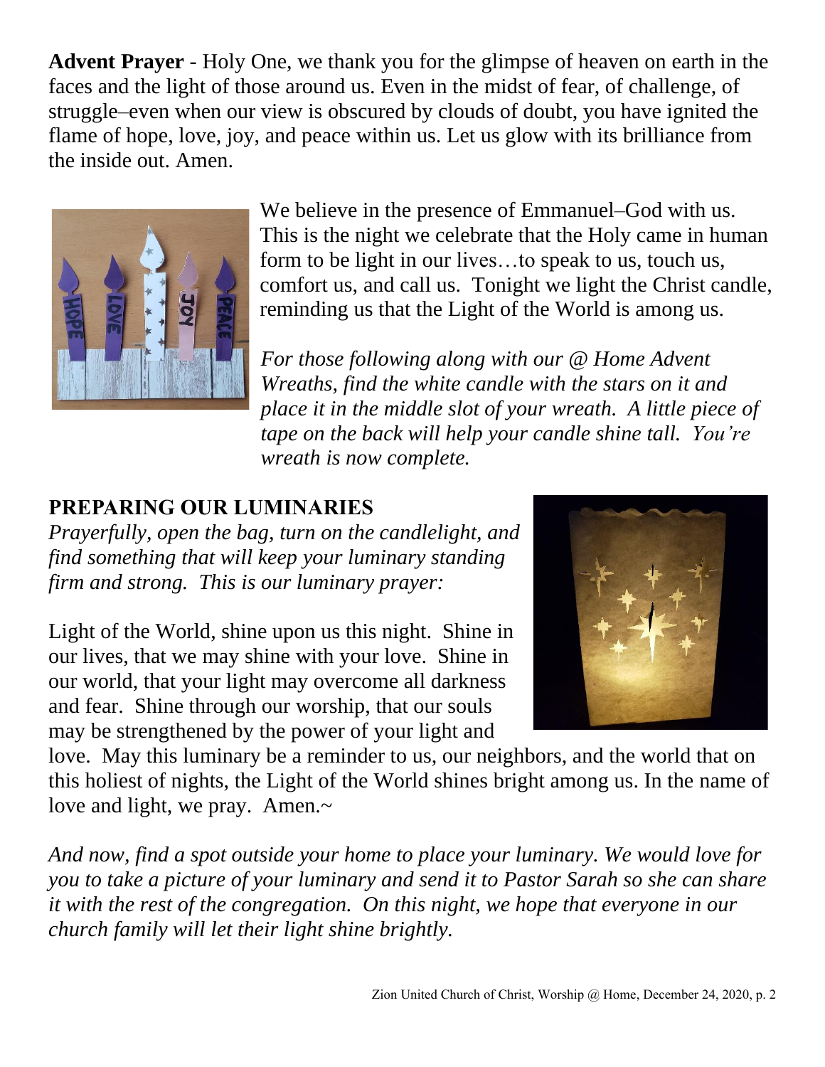**Advent Prayer** - Holy One, we thank you for the glimpse of heaven on earth in the faces and the light of those around us. Even in the midst of fear, of challenge, of struggle–even when our view is obscured by clouds of doubt, you have ignited the flame of hope, love, joy, and peace within us. Let us glow with its brilliance from the inside out. Amen.

We believe in the presence of Emmanuel–God with us. This is the night we celebrate that the Holy came in human form to be light in our lives…to speak to us, touch us, comfort us, and call us. Tonight we light the Christ candle, reminding us that the Light of the World is among us.

*For those following along with our @ Home Advent Wreaths, find the white candle with the stars on it and place it in the middle slot of your wreath. A little piece of tape on the back will help your candle shine tall. You're wreath is now complete.*

## PREPARING OUR LUMINARIES

*Prayerfully, open the bag, turn on the candlelight, and find something that will keep your luminary standing firm and strong. This is our luminary prayer:*

Light of the World, shine upon us this night. Shine in our lives, that we may shine with your love. Shine in our world, that your light may overcome all darkness and fear. Shine through our worship, that our souls may be strengthened by the power of your light and love. May this luminary be a reminder to us, our neighbors, and the world that on this holiest of nights, the Light of the World shines bright among us. In the name of love and light, we pray. Amen.~

*And now, find a spot outside your home to place your luminary. We would love for you to take a picture of your luminary and send it to Pastor Sarah so she can share it with the rest of the congregation. On this night, we hope that everyone in our church family will let their light shine brightly.*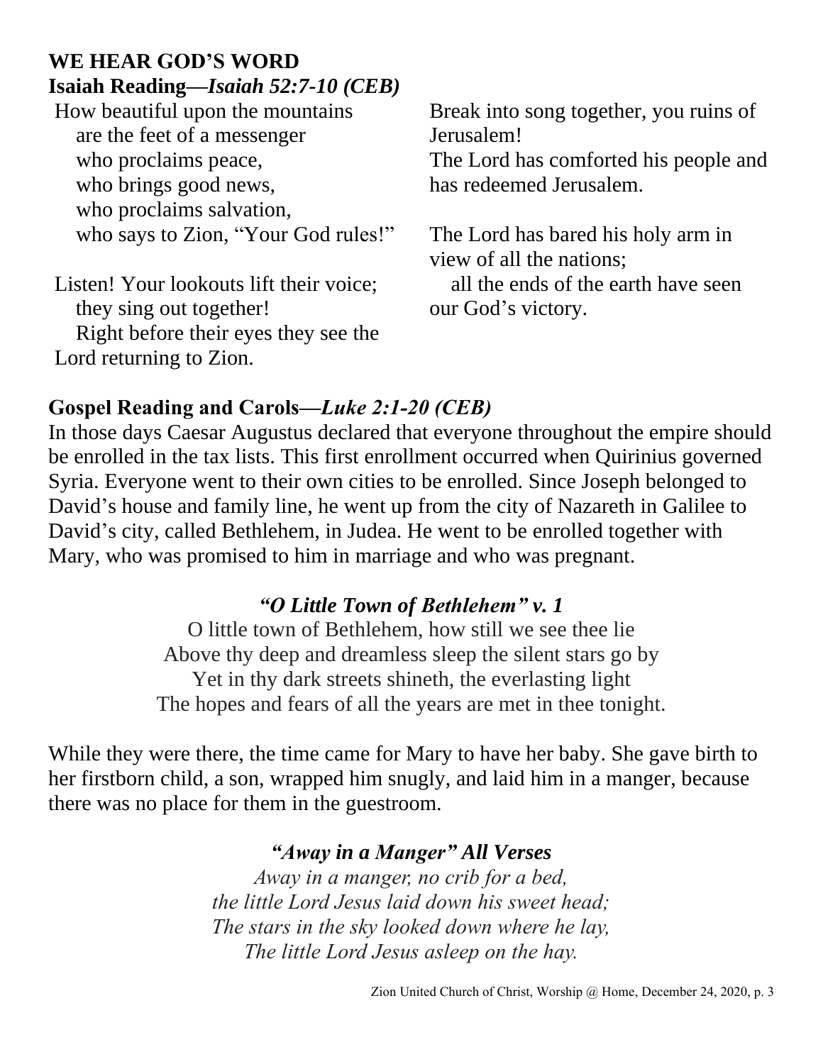## WE HEAR GOD'S WORD

### Isaiah Reading—*Isaiah 52:7-10 (CEB)*

How beautiful upon the mountains
are the feet of a messenger
who proclaims peace,
who brings good news,
who proclaims salvation,
who says to Zion, "Your God rules!"

Listen! Your lookouts lift their voice;
they sing out together!
Right before their eyes they see the Lord returning to Zion.

Break into song together, you ruins of Jerusalem!
The Lord has comforted his people and has redeemed Jerusalem.

The Lord has bared his holy arm in view of all the nations;
all the ends of the earth have seen our God's victory.

### Gospel Reading and Carols—*Luke 2:1-20 (CEB)*

In those days Caesar Augustus declared that everyone throughout the empire should be enrolled in the tax lists. This first enrollment occurred when Quirinius governed Syria. Everyone went to their own cities to be enrolled. Since Joseph belonged to David's house and family line, he went up from the city of Nazareth in Galilee to David's city, called Bethlehem, in Judea. He went to be enrolled together with Mary, who was promised to him in marriage and who was pregnant.

***"O Little Town of Bethlehem" v. 1***

O little town of Bethlehem, how still we see thee lie
Above thy deep and dreamless sleep the silent stars go by
Yet in thy dark streets shineth, the everlasting light
The hopes and fears of all the years are met in thee tonight.

While they were there, the time came for Mary to have her baby. She gave birth to her firstborn child, a son, wrapped him snugly, and laid him in a manger, because there was no place for them in the guestroom.

***"Away in a Manger" All Verses***

*Away in a manger, no crib for a bed,*
*the little Lord Jesus laid down his sweet head;*
*The stars in the sky looked down where he lay,*
*The little Lord Jesus asleep on the hay.*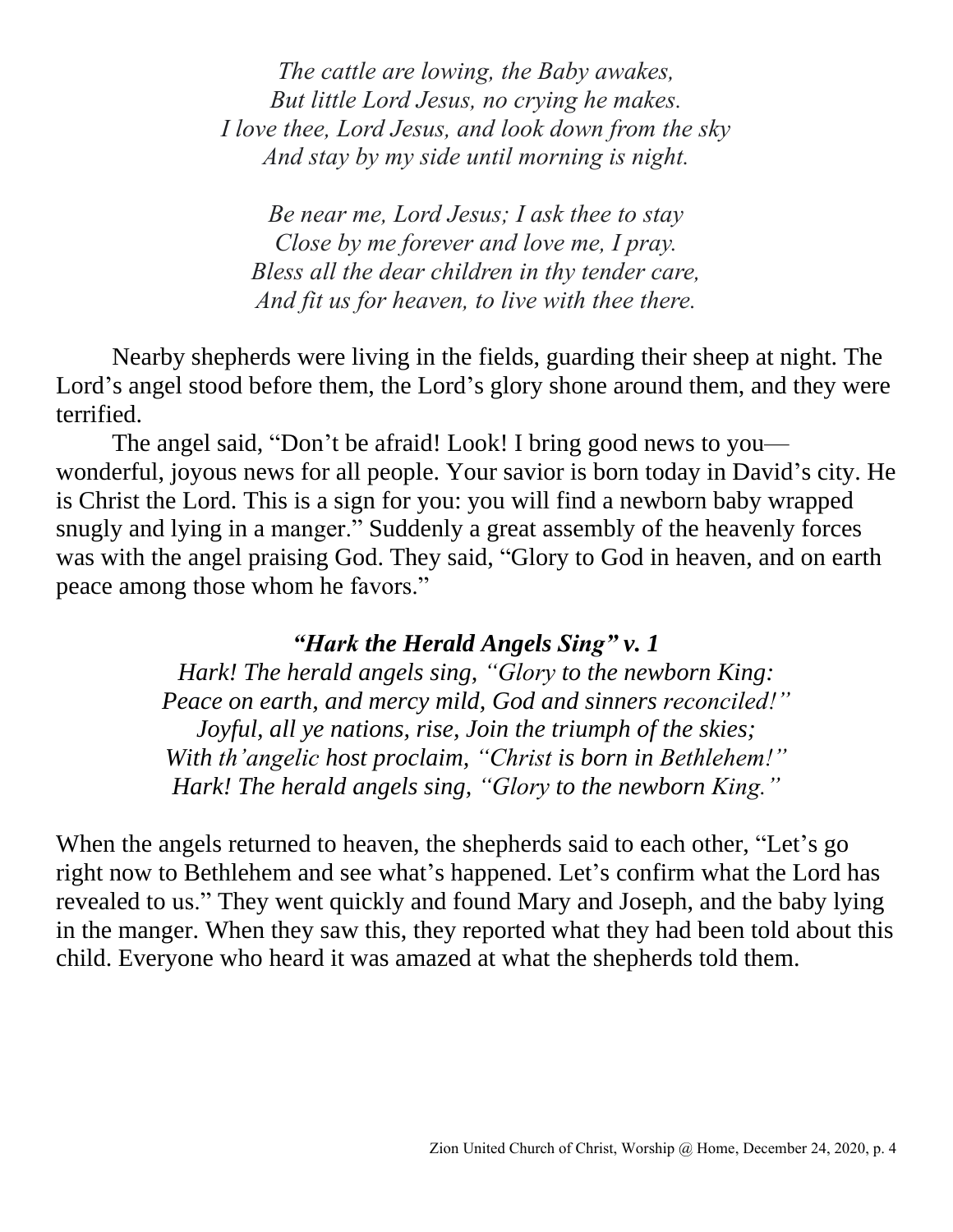*The cattle are lowing, the Baby awakes,*
*But little Lord Jesus, no crying he makes.*
*I love thee, Lord Jesus, and look down from the sky*
*And stay by my side until morning is night.*

*Be near me, Lord Jesus; I ask thee to stay*
*Close by me forever and love me, I pray.*
*Bless all the dear children in thy tender care,*
*And fit us for heaven, to live with thee there.*

Nearby shepherds were living in the fields, guarding their sheep at night. The Lord's angel stood before them, the Lord's glory shone around them, and they were terrified.

The angel said, "Don't be afraid! Look! I bring good news to you—wonderful, joyous news for all people. Your savior is born today in David's city. He is Christ the Lord. This is a sign for you: you will find a newborn baby wrapped snugly and lying in a manger." Suddenly a great assembly of the heavenly forces was with the angel praising God. They said, "Glory to God in heaven, and on earth peace among those whom he favors."

***"Hark the Herald Angels Sing" v. 1***

*Hark! The herald angels sing, "Glory to the newborn King:*
*Peace on earth, and mercy mild, God and sinners reconciled!"*
*Joyful, all ye nations, rise, Join the triumph of the skies;*
*With th'angelic host proclaim, "Christ is born in Bethlehem!"*
*Hark! The herald angels sing, "Glory to the newborn King."*

When the angels returned to heaven, the shepherds said to each other, "Let's go right now to Bethlehem and see what's happened. Let's confirm what the Lord has revealed to us." They went quickly and found Mary and Joseph, and the baby lying in the manger. When they saw this, they reported what they had been told about this child. Everyone who heard it was amazed at what the shepherds told them.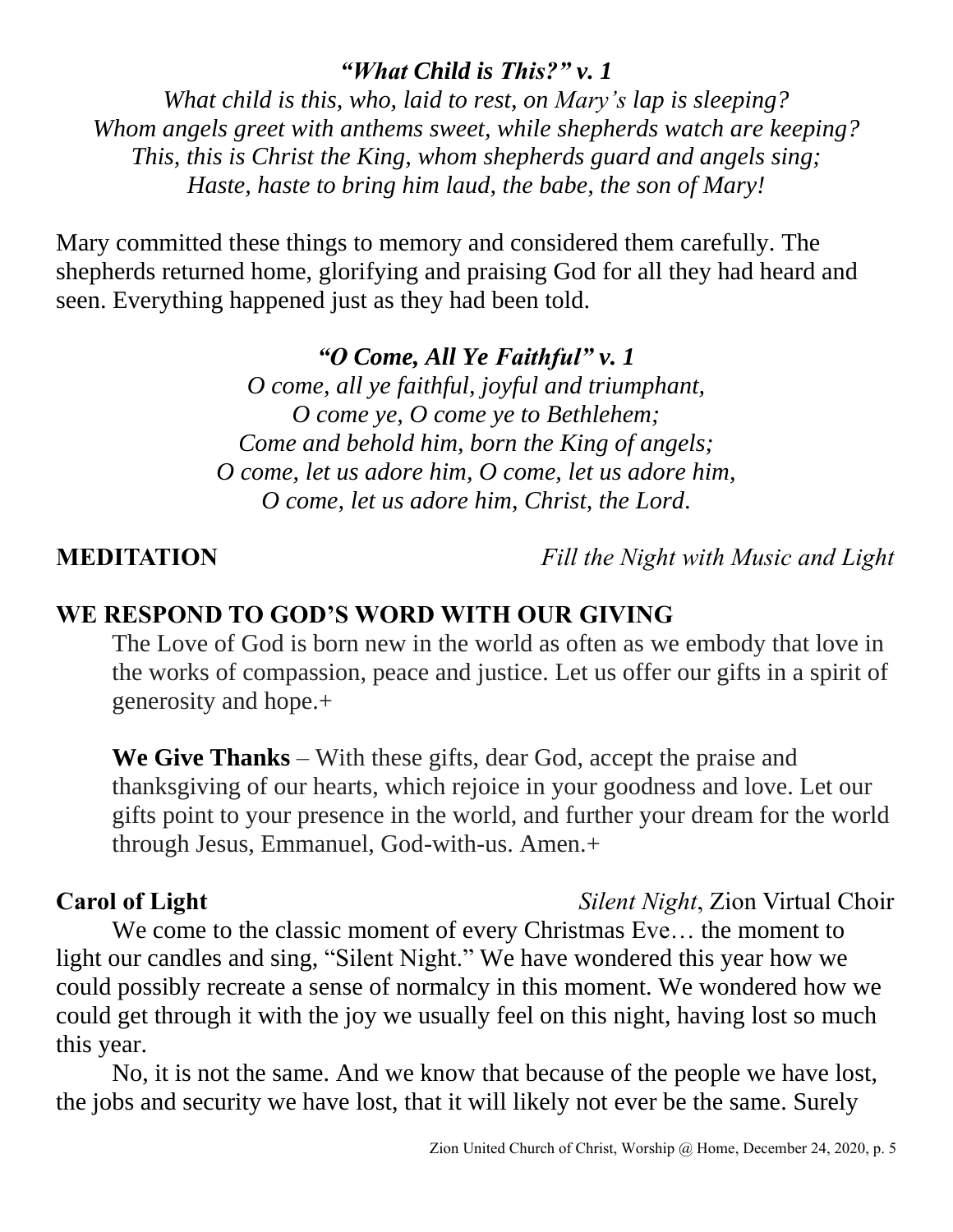***"What Child is This?" v. 1***

*What child is this, who, laid to rest, on Mary's lap is sleeping?*
*Whom angels greet with anthems sweet, while shepherds watch are keeping?*
*This, this is Christ the King, whom shepherds guard and angels sing;*
*Haste, haste to bring him laud, the babe, the son of Mary!*

Mary committed these things to memory and considered them carefully. The shepherds returned home, glorifying and praising God for all they had heard and seen. Everything happened just as they had been told.

***"O Come, All Ye Faithful" v. 1***

*O come, all ye faithful, joyful and triumphant,*
*O come ye, O come ye to Bethlehem;*
*Come and behold him, born the King of angels;*
*O come, let us adore him, O come, let us adore him,*
*O come, let us adore him, Christ, the Lord.*

**MEDITATION** *Fill the Night with Music and Light*

## WE RESPOND TO GOD'S WORD WITH OUR GIVING

The Love of God is born new in the world as often as we embody that love in the works of compassion, peace and justice. Let us offer our gifts in a spirit of generosity and hope.+

**We Give Thanks** – With these gifts, dear God, accept the praise and thanksgiving of our hearts, which rejoice in your goodness and love. Let our gifts point to your presence in the world, and further your dream for the world through Jesus, Emmanuel, God-with-us. Amen.+

**Carol of Light** *Silent Night*, Zion Virtual Choir

We come to the classic moment of every Christmas Eve… the moment to light our candles and sing, "Silent Night." We have wondered this year how we could possibly recreate a sense of normalcy in this moment. We wondered how we could get through it with the joy we usually feel on this night, having lost so much this year.

No, it is not the same. And we know that because of the people we have lost, the jobs and security we have lost, that it will likely not ever be the same. Surely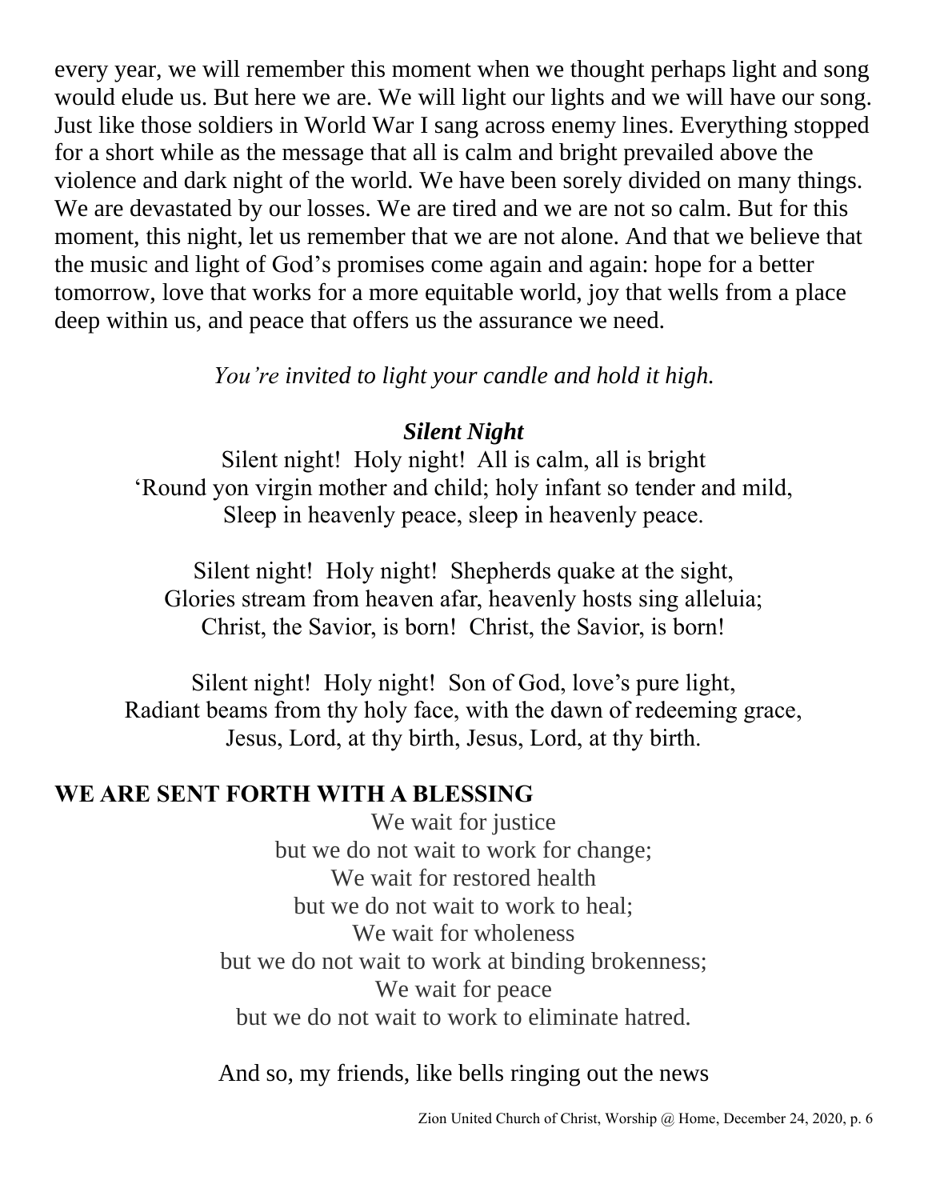every year, we will remember this moment when we thought perhaps light and song would elude us. But here we are. We will light our lights and we will have our song. Just like those soldiers in World War I sang across enemy lines. Everything stopped for a short while as the message that all is calm and bright prevailed above the violence and dark night of the world. We have been sorely divided on many things. We are devastated by our losses. We are tired and we are not so calm. But for this moment, this night, let us remember that we are not alone. And that we believe that the music and light of God's promises come again and again: hope for a better tomorrow, love that works for a more equitable world, joy that wells from a place deep within us, and peace that offers us the assurance we need.

*You're invited to light your candle and hold it high.*

***Silent Night***

Silent night! Holy night! All is calm, all is bright
'Round yon virgin mother and child; holy infant so tender and mild,
Sleep in heavenly peace, sleep in heavenly peace.

Silent night! Holy night! Shepherds quake at the sight,
Glories stream from heaven afar, heavenly hosts sing alleluia;
Christ, the Savior, is born! Christ, the Savior, is born!

Silent night! Holy night! Son of God, love's pure light,
Radiant beams from thy holy face, with the dawn of redeeming grace,
Jesus, Lord, at thy birth, Jesus, Lord, at thy birth.

## WE ARE SENT FORTH WITH A BLESSING

We wait for justice
but we do not wait to work for change;
We wait for restored health
but we do not wait to work to heal;
We wait for wholeness
but we do not wait to work at binding brokenness;
We wait for peace
but we do not wait to work to eliminate hatred.

And so, my friends, like bells ringing out the news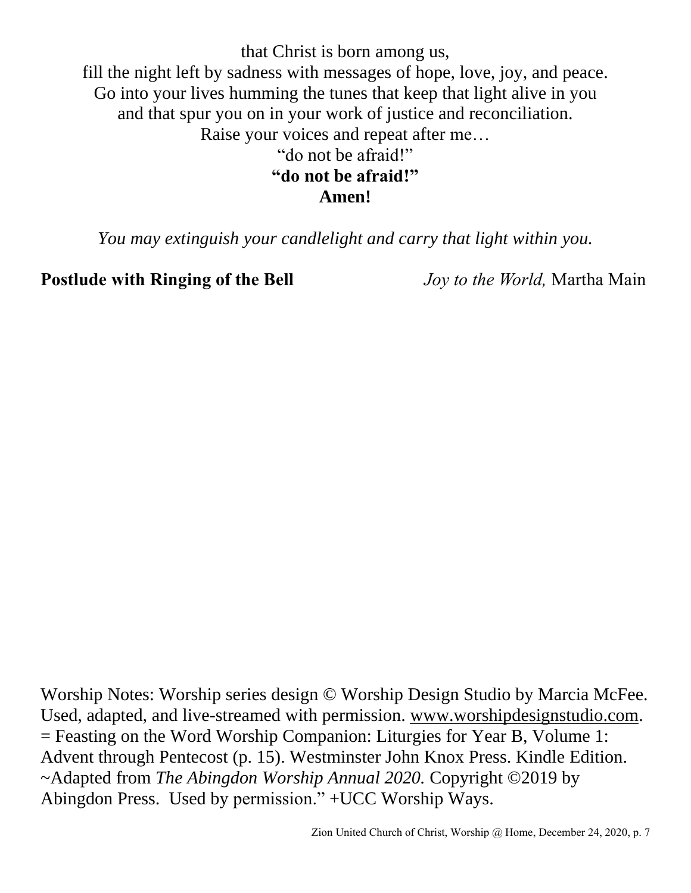that Christ is born among us,
fill the night left by sadness with messages of hope, love, joy, and peace.
Go into your lives humming the tunes that keep that light alive in you
and that spur you on in your work of justice and reconciliation.
Raise your voices and repeat after me…
"do not be afraid!"
**"do not be afraid!"**
**Amen!**

*You may extinguish your candlelight and carry that light within you.*

**Postlude with Ringing of the Bell** *Joy to the World,* Martha Main

Worship Notes: Worship series design © Worship Design Studio by Marcia McFee. Used, adapted, and live-streamed with permission. www.worshipdesignstudio.com. = Feasting on the Word Worship Companion: Liturgies for Year B, Volume 1: Advent through Pentecost (p. 15). Westminster John Knox Press. Kindle Edition. ~Adapted from *The Abingdon Worship Annual 2020.* Copyright ©2019 by Abingdon Press. Used by permission." +UCC Worship Ways.